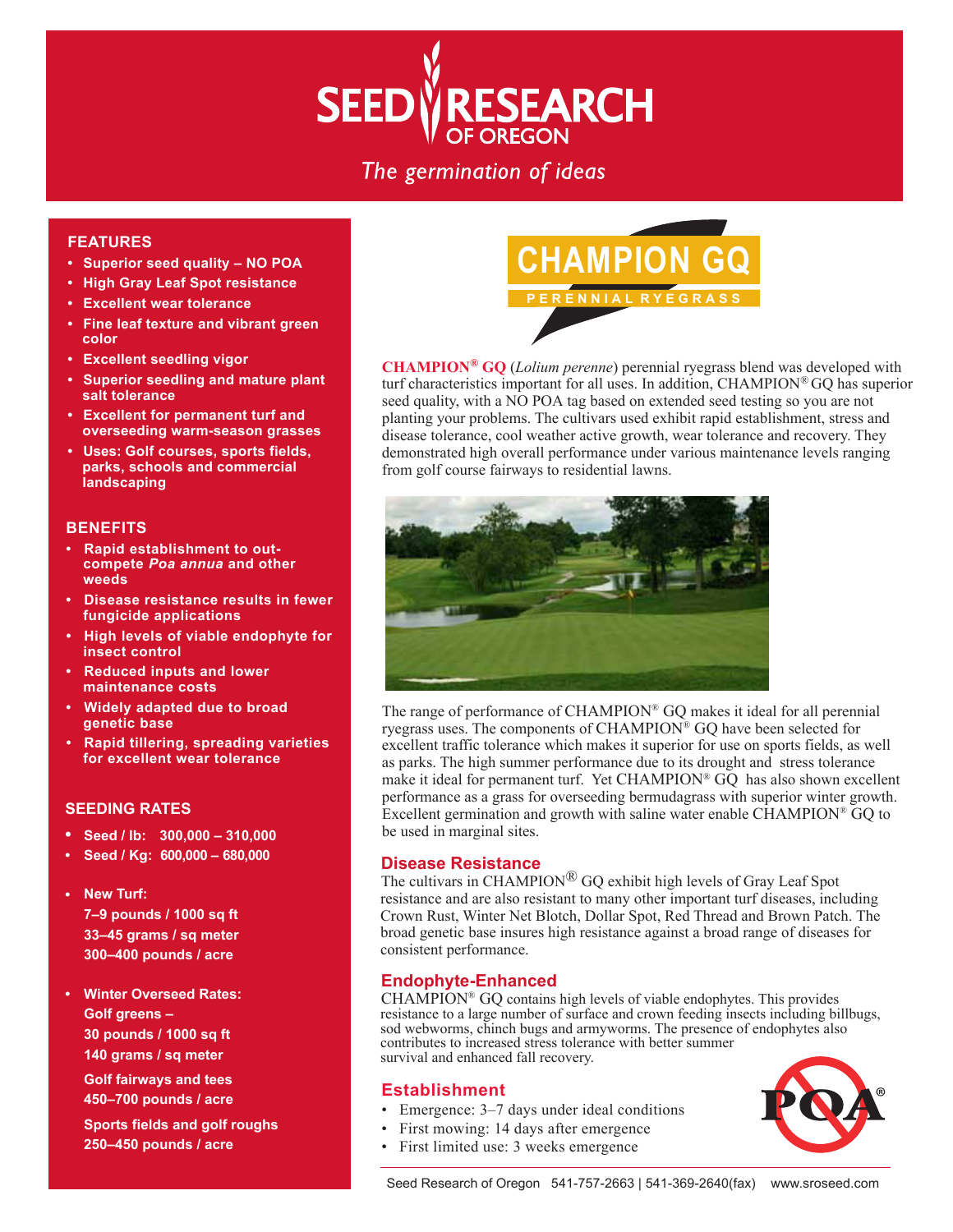# SEED RESEARCH OF OREGON

*The germination of ideas*

## CHAMPION GQ

PERENNIAL RYEGRASS

**CHAMPION® GQ** (*Lolium perenne*) perennial ryegrass blend was developed with turf characteristics important for all uses. In addition, CHAMPION® GQ has superior seed quality, with a NO POA tag based on extended seed testing so you are not planting your problems. The cultivars used exhibit rapid establishment, stress and disease tolerance, cool weather active growth, wear tolerance and recovery. They demonstrated high overall performance under various maintenance levels ranging from golf course fairways to residential lawns.

The range of performance of CHAMPION® GQ makes it ideal for all perennial ryegrass uses. The components of CHAMPION® GQ have been selected for excellent traffic tolerance which makes it superior for use on sports fields, as well as parks. The high summer performance due to its drought and stress tolerance make it ideal for permanent turf. Yet CHAMPION® GQ has also shown excellent performance as a grass for overseeding bermudagrass with superior winter growth. Excellent germination and growth with saline water enable CHAMPION® GQ to be used in marginal sites.

### Disease Resistance

The cultivars in CHAMPION® GQ exhibit high levels of Gray Leaf Spot resistance and are also resistant to many other important turf diseases, including Crown Rust, Winter Net Blotch, Dollar Spot, Red Thread and Brown Patch. The broad genetic base insures high resistance against a broad range of diseases for consistent performance.

### Endophyte-Enhanced

CHAMPION® GQ contains high levels of viable endophytes. This provides resistance to a large number of surface and crown feeding insects including billbugs, sod webworms, chinch bugs and armyworms. The presence of endophytes also contributes to increased stress tolerance with better summer survival and enhanced fall recovery.

### Establishment

- Emergence: 3–7 days under ideal conditions
- First mowing: 14 days after emergence
- First limited use: 3 weeks emergence

### FEATURES

- **Superior seed quality – NO POA**
- **High Gray Leaf Spot resistance**
- **Excellent wear tolerance**
- **Fine leaf texture and vibrant green color**
- **Excellent seedling vigor**
- **Superior seedling and mature plant salt tolerance**
- **Excellent for permanent turf and overseeding warm-season grasses**
- **Uses: Golf courses, sports fields, parks, schools and commercial landscaping**

### BENEFITS

- **Rapid establishment to out-compete *Poa annua* and other weeds**
- **Disease resistance results in fewer fungicide applications**
- **High levels of viable endophyte for insect control**
- **Reduced inputs and lower maintenance costs**
- **Widely adapted due to broad genetic base**
- **Rapid tillering, spreading varieties for excellent wear tolerance**

### SEEDING RATES

- **Seed / lb: 300,000 – 310,000**
- **Seed / Kg: 600,000 – 680,000**

- **New Turf:**
  **7–9 pounds / 1000 sq ft**
  **33–45 grams / sq meter**
  **300–400 pounds / acre**

- **Winter Overseed Rates:**
  **Golf greens –**
  **30 pounds / 1000 sq ft**
  **140 grams / sq meter**

  **Golf fairways and tees**
  **450–700 pounds / acre**

  **Sports fields and golf roughs**
  **250–450 pounds / acre**

Seed Research of Oregon 541-757-2663 | 541-369-2640(fax) www.sroseed.com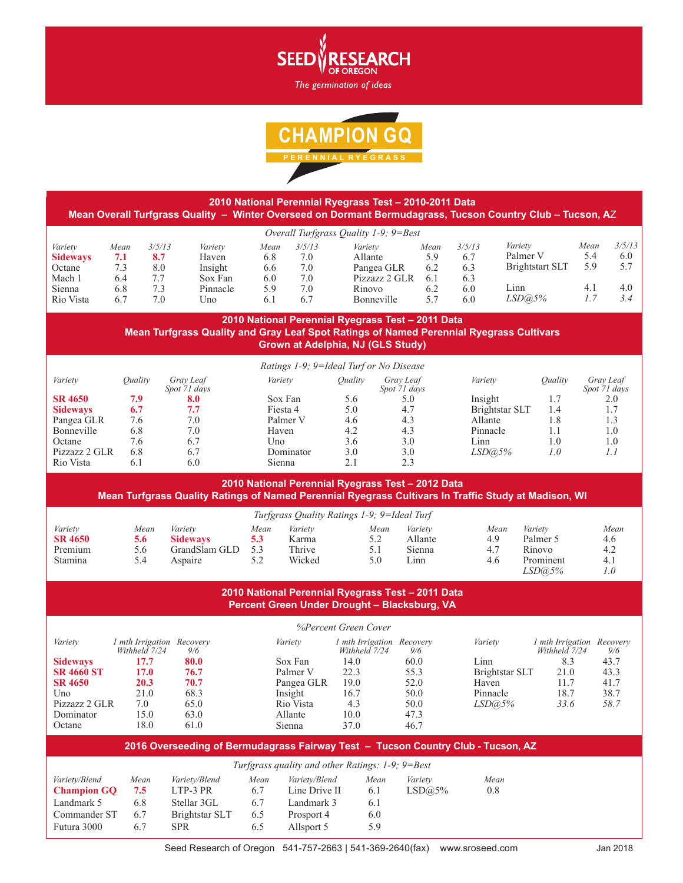SEED RESEARCH OF OREGON

*The germination of ideas*

# CHAMPION GQ

PERENNIAL RYEGRASS

## 2010 National Perennial Ryegrass Test – 2010-2011 Data
## Mean Overall Turfgrass Quality – Winter Overseed on Dormant Bermudagrass, Tucson Country Club – Tucson, AZ

*Overall Turfgrass Quality 1-9; 9=Best*

| *Variety* | *Mean* | *3/5/13* | *Variety* | *Mean* | *3/5/13* | *Variety* | *Mean* | *3/5/13* | *Variety* | *Mean* | *3/5/13* |
|---|---|---|---|---|---|---|---|---|---|---|---|
| **Sideways** | **7.1** | **8.7** | Haven | 6.8 | 7.0 | Allante | 5.9 | 6.7 | Palmer V | 5.4 | 6.0 |
| Octane | 7.3 | 8.0 | Insight | 6.6 | 7.0 | Pangea GLR | 6.2 | 6.3 | Brightstart SLT | 5.9 | 5.7 |
| Mach 1 | 6.4 | 7.7 | Sox Fan | 6.0 | 7.0 | Pizzazz 2 GLR | 6.1 | 6.3 | | | |
| Sienna | 6.8 | 7.3 | Pinnacle | 5.9 | 7.0 | Rinovo | 6.2 | 6.0 | Linn | 4.1 | 4.0 |
| Rio Vista | 6.7 | 7.0 | Uno | 6.1 | 6.7 | Bonneville | 5.7 | 6.0 | *LSD@5%* | *1.7* | *3.4* |

## 2010 National Perennial Ryegrass Test – 2011 Data
## Mean Turfgrass Quality and Gray Leaf Spot Ratings of Named Perennial Ryegrass Cultivars Grown at Adelphia, NJ (GLS Study)

*Ratings 1-9; 9=Ideal Turf or No Disease*

| *Variety* | *Quality* | *Gray Leaf Spot 71 days* | *Variety* | *Quality* | *Gray Leaf Spot 71 days* | *Variety* | *Quality* | *Gray Leaf Spot 71 days* |
|---|---|---|---|---|---|---|---|---|
| **SR 4650** | **7.9** | **8.0** | Sox Fan | 5.6 | 5.0 | Insight | 1.7 | 2.0 |
| **Sideways** | **6.7** | **7.7** | Fiesta 4 | 5.0 | 4.7 | Brightstar SLT | 1.4 | 1.7 |
| Pangea GLR | 7.6 | 7.0 | Palmer V | 4.6 | 4.3 | Allante | 1.8 | 1.3 |
| Bonneville | 6.8 | 7.0 | Haven | 4.2 | 4.3 | Pinnacle | 1.1 | 1.0 |
| Octane | 7.6 | 6.7 | Uno | 3.6 | 3.0 | Linn | 1.0 | 1.0 |
| Pizzazz 2 GLR | 6.8 | 6.7 | Dominator | 3.0 | 3.0 | *LSD@5%* | *1.0* | *1.1* |
| Rio Vista | 6.1 | 6.0 | Sienna | 2.1 | 2.3 | | | |

## 2010 National Perennial Ryegrass Test – 2012 Data
## Mean Turfgrass Quality Ratings of Named Perennial Ryegrass Cultivars In Traffic Study at Madison, WI

*Turfgrass Quality Ratings 1-9; 9=Ideal Turf*

| *Variety* | *Mean* | *Variety* | *Mean* | *Variety* | *Mean* | *Variety* | *Mean* | *Variety* | *Mean* |
|---|---|---|---|---|---|---|---|---|---|
| **SR 4650** | **5.6** | **Sideways** | **5.3** | Karma | 5.2 | Allante | 4.9 | Palmer 5 | 4.6 |
| Premium | 5.6 | GrandSlam GLD | 5.3 | Thrive | 5.1 | Sienna | 4.7 | Rinovo | 4.2 |
| Stamina | 5.4 | Aspaire | 5.2 | Wicked | 5.0 | Linn | 4.6 | Prominent | 4.1 |
| | | | | | | | | *LSD@5%* | *1.0* |

## 2010 National Perennial Ryegrass Test – 2011 Data
## Percent Green Under Drought – Blacksburg, VA

*%Percent Green Cover*

| *Variety* | *1 mth Irrigation Withheld 7/24* | *Recovery 9/6* | *Variety* | *1 mth Irrigation Withheld 7/24* | *Recovery 9/6* | *Variety* | *1 mth Irrigation Withheld 7/24* | *Recovery 9/6* |
|---|---|---|---|---|---|---|---|---|
| **Sideways** | **17.7** | **80.0** | Sox Fan | 14.0 | 60.0 | Linn | 8.3 | 43.7 |
| **SR 4660 ST** | **17.0** | **76.7** | Palmer V | 22.3 | 55.3 | Brightstar SLT | 21.0 | 43.3 |
| **SR 4650** | **20.3** | **70.7** | Pangea GLR | 19.0 | 52.0 | Haven | 11.7 | 41.7 |
| Uno | 21.0 | 68.3 | Insight | 16.7 | 50.0 | Pinnacle | 18.7 | 38.7 |
| Pizzazz 2 GLR | 7.0 | 65.0 | Rio Vista | 4.3 | 50.0 | *LSD@5%* | *33.6* | *58.7* |
| Dominator | 15.0 | 63.0 | Allante | 10.0 | 47.3 | | | |
| Octane | 18.0 | 61.0 | Sienna | 37.0 | 46.7 | | | |

## 2016 Overseeding of Bermudagrass Fairway Test – Tucson Country Club - Tucson, AZ

*Turfgrass quality and other Ratings: 1-9; 9=Best*

| *Variety/Blend* | *Mean* | *Variety/Blend* | *Mean* | *Variety/Blend* | *Mean* | *Variety* | *Mean* |
|---|---|---|---|---|---|---|---|
| **Champion GQ** | **7.5** | LTP-3 PR | 6.7 | Line Drive II | 6.1 | LSD@5% | 0.8 |
| Landmark 5 | 6.8 | Stellar 3GL | 6.7 | Landmark 3 | 6.1 | | |
| Commander ST | 6.7 | Brightstar SLT | 6.5 | Prosport 4 | 6.0 | | |
| Futura 3000 | 6.7 | SPR | 6.5 | Allsport 5 | 5.9 | | |

Seed Research of Oregon 541-757-2663 | 541-369-2640(fax) www.sroseed.com Jan 2018